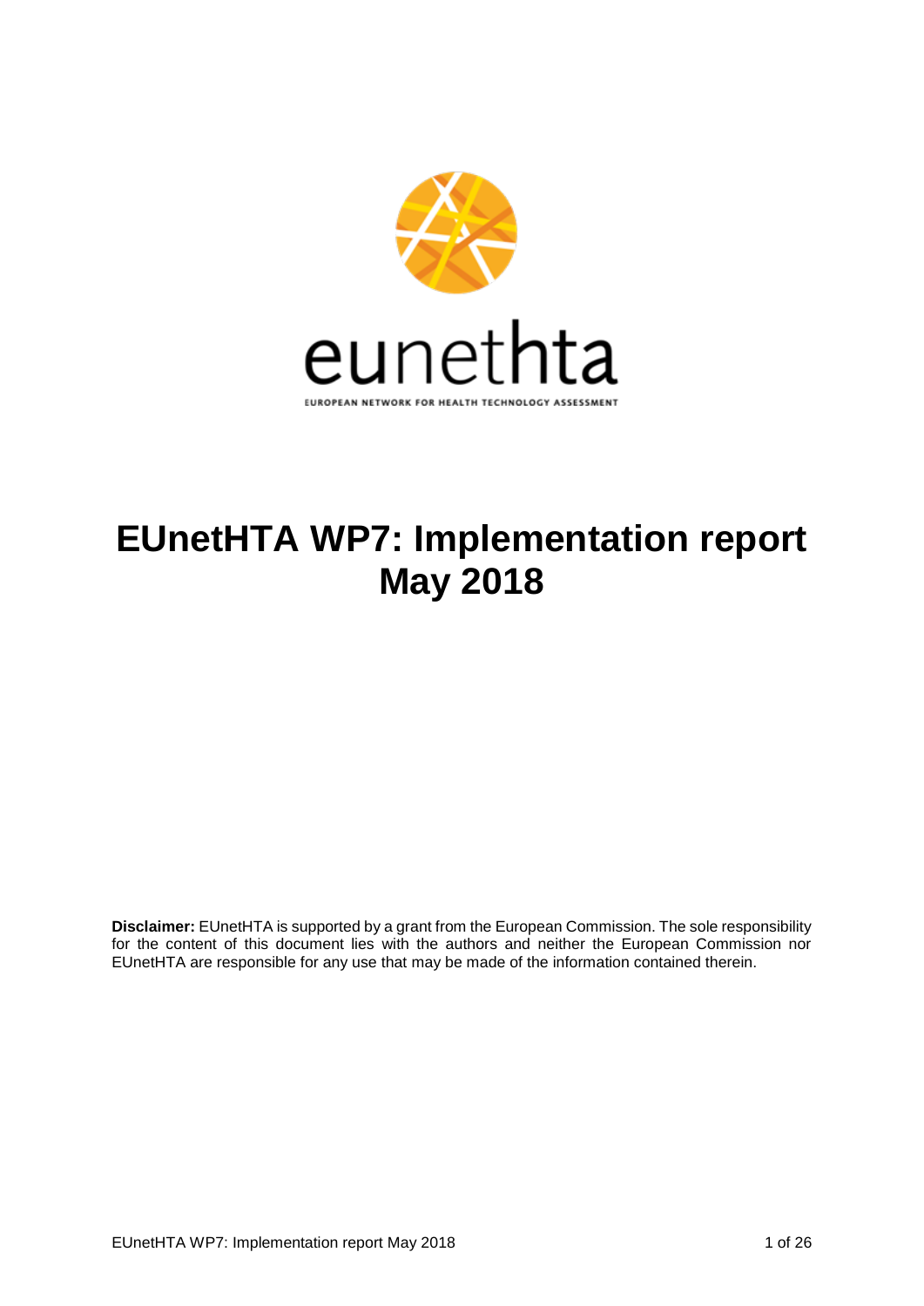eunethta

EUROPEAN NETWORK FOR HEALTH TECHNOLOGY ASSESSMENT

# EUnetHTA WP7: Implementation report May 2018

**Disclaimer:** EUnetHTA is supported by a grant from the European Commission. The sole responsibility for the content of this document lies with the authors and neither the European Commission nor EUnetHTA are responsible for any use that may be made of the information contained therein.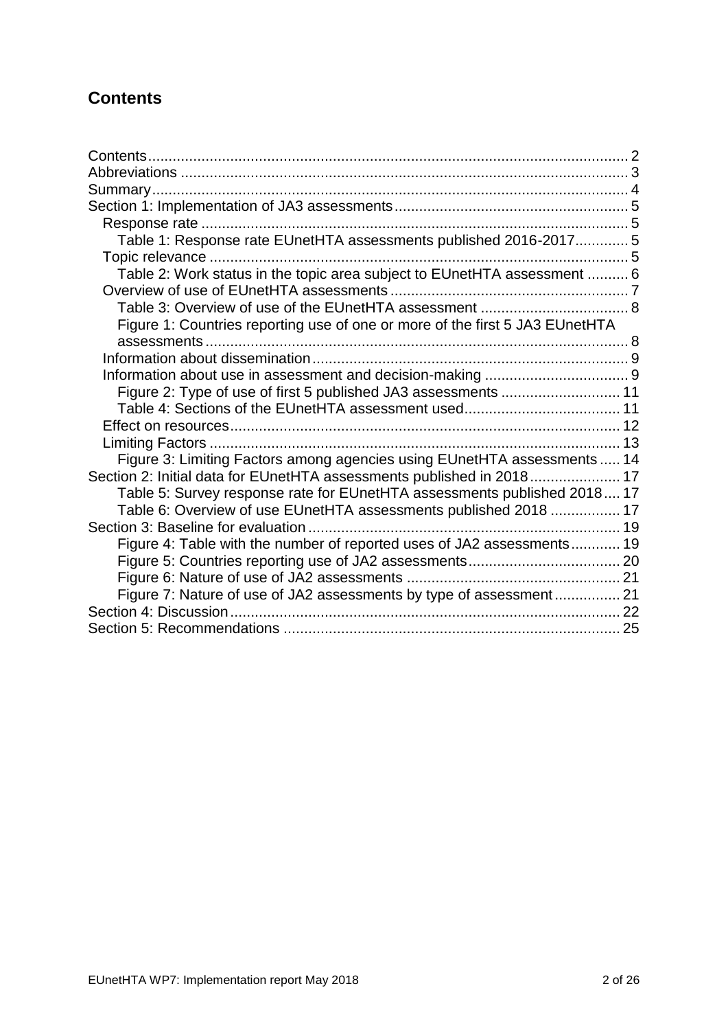## Contents

- Contents .... 2
- Abbreviations .... 3
- Summary .... 4
- Section 1: Implementation of JA3 assessments .... 5
  - Response rate .... 5
    - Table 1: Response rate EUnetHTA assessments published 2016-2017 .... 5
  - Topic relevance .... 5
    - Table 2: Work status in the topic area subject to EUnetHTA assessment .... 6
  - Overview of use of EUnetHTA assessments .... 7
    - Table 3: Overview of use of the EUnetHTA assessment .... 8
    - Figure 1: Countries reporting use of one or more of the first 5 JA3 EUnetHTA assessments .... 8
  - Information about dissemination .... 9
  - Information about use in assessment and decision-making .... 9
    - Figure 2: Type of use of first 5 published JA3 assessments .... 11
    - Table 4: Sections of the EUnetHTA assessment used .... 11
  - Effect on resources .... 12
  - Limiting Factors .... 13
    - Figure 3: Limiting Factors among agencies using EUnetHTA assessments .... 14
- Section 2: Initial data for EUnetHTA assessments published in 2018 .... 17
  - Table 5: Survey response rate for EUnetHTA assessments published 2018 .... 17
  - Table 6: Overview of use EUnetHTA assessments published 2018 .... 17
- Section 3: Baseline for evaluation .... 19
  - Figure 4: Table with the number of reported uses of JA2 assessments .... 19
  - Figure 5: Countries reporting use of JA2 assessments .... 20
  - Figure 6: Nature of use of JA2 assessments .... 21
  - Figure 7: Nature of use of JA2 assessments by type of assessment .... 21
- Section 4: Discussion .... 22
- Section 5: Recommendations .... 25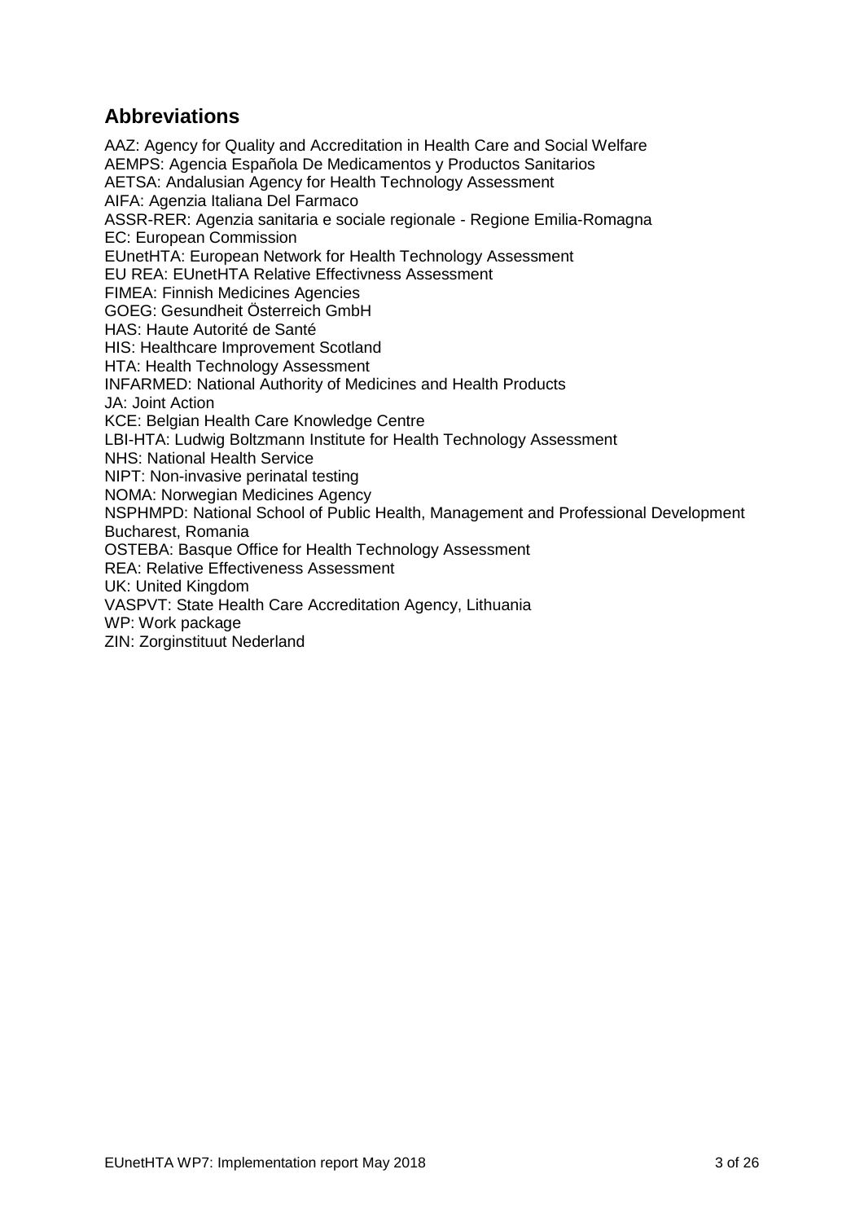## Abbreviations

AAZ: Agency for Quality and Accreditation in Health Care and Social Welfare
AEMPS: Agencia Española De Medicamentos y Productos Sanitarios
AETSA: Andalusian Agency for Health Technology Assessment
AIFA: Agenzia Italiana Del Farmaco
ASSR-RER: Agenzia sanitaria e sociale regionale - Regione Emilia-Romagna
EC: European Commission
EUnetHTA: European Network for Health Technology Assessment
EU REA: EUnetHTA Relative Effectivness Assessment
FIMEA: Finnish Medicines Agencies
GOEG: Gesundheit Österreich GmbH
HAS: Haute Autorité de Santé
HIS: Healthcare Improvement Scotland
HTA: Health Technology Assessment
INFARMED: National Authority of Medicines and Health Products
JA: Joint Action
KCE: Belgian Health Care Knowledge Centre
LBI-HTA: Ludwig Boltzmann Institute for Health Technology Assessment
NHS: National Health Service
NIPT: Non-invasive perinatal testing
NOMA: Norwegian Medicines Agency
NSPHMPD: National School of Public Health, Management and Professional Development Bucharest, Romania
OSTEBA: Basque Office for Health Technology Assessment
REA: Relative Effectiveness Assessment
UK: United Kingdom
VASPVT: State Health Care Accreditation Agency, Lithuania
WP: Work package
ZIN: Zorginstituut Nederland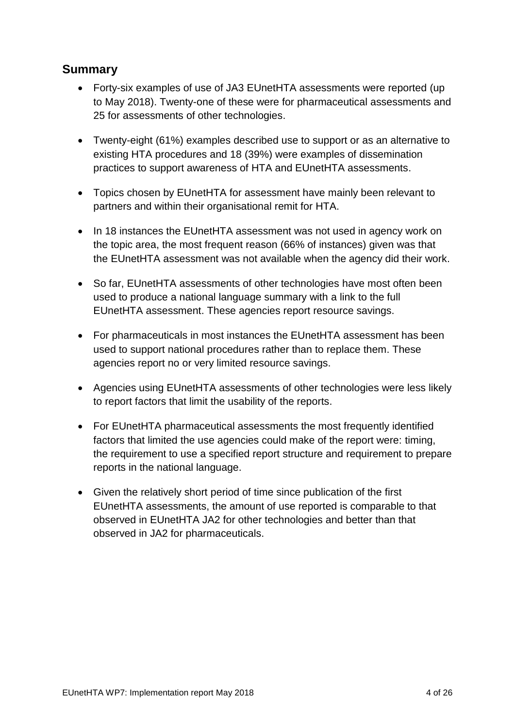## Summary

- Forty-six examples of use of JA3 EUnetHTA assessments were reported (up to May 2018). Twenty-one of these were for pharmaceutical assessments and 25 for assessments of other technologies.

- Twenty-eight (61%) examples described use to support or as an alternative to existing HTA procedures and 18 (39%) were examples of dissemination practices to support awareness of HTA and EUnetHTA assessments.

- Topics chosen by EUnetHTA for assessment have mainly been relevant to partners and within their organisational remit for HTA.

- In 18 instances the EUnetHTA assessment was not used in agency work on the topic area, the most frequent reason (66% of instances) given was that the EUnetHTA assessment was not available when the agency did their work.

- So far, EUnetHTA assessments of other technologies have most often been used to produce a national language summary with a link to the full EUnetHTA assessment. These agencies report resource savings.

- For pharmaceuticals in most instances the EUnetHTA assessment has been used to support national procedures rather than to replace them. These agencies report no or very limited resource savings.

- Agencies using EUnetHTA assessments of other technologies were less likely to report factors that limit the usability of the reports.

- For EUnetHTA pharmaceutical assessments the most frequently identified factors that limited the use agencies could make of the report were: timing, the requirement to use a specified report structure and requirement to prepare reports in the national language.

- Given the relatively short period of time since publication of the first EUnetHTA assessments, the amount of use reported is comparable to that observed in EUnetHTA JA2 for other technologies and better than that observed in JA2 for pharmaceuticals.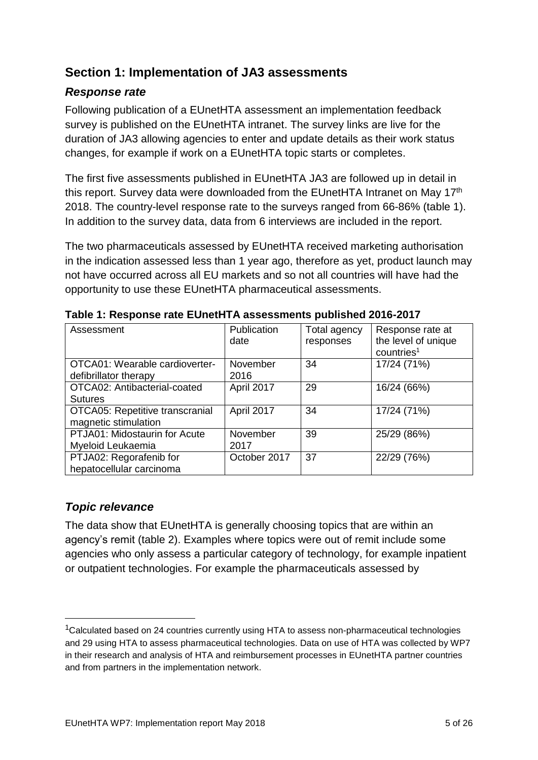## Section 1: Implementation of JA3 assessments

### *Response rate*

Following publication of a EUnetHTA assessment an implementation feedback survey is published on the EUnetHTA intranet. The survey links are live for the duration of JA3 allowing agencies to enter and update details as their work status changes, for example if work on a EUnetHTA topic starts or completes.

The first five assessments published in EUnetHTA JA3 are followed up in detail in this report. Survey data were downloaded from the EUnetHTA Intranet on May 17th 2018. The country-level response rate to the surveys ranged from 66-86% (table 1). In addition to the survey data, data from 6 interviews are included in the report.

The two pharmaceuticals assessed by EUnetHTA received marketing authorisation in the indication assessed less than 1 year ago, therefore as yet, product launch may not have occurred across all EU markets and so not all countries will have had the opportunity to use these EUnetHTA pharmaceutical assessments.

**Table 1: Response rate EUnetHTA assessments published 2016-2017**

| Assessment | Publication date | Total agency responses | Response rate at the level of unique countries[1] |
|---|---|---|---|
| OTCA01: Wearable cardioverter-defibrillator therapy | November 2016 | 34 | 17/24 (71%) |
| OTCA02: Antibacterial-coated Sutures | April 2017 | 29 | 16/24 (66%) |
| OTCA05: Repetitive transcranial magnetic stimulation | April 2017 | 34 | 17/24 (71%) |
| PTJA01: Midostaurin for Acute Myeloid Leukaemia | November 2017 | 39 | 25/29 (86%) |
| PTJA02: Regorafenib for hepatocellular carcinoma | October 2017 | 37 | 22/29 (76%) |

### *Topic relevance*

The data show that EUnetHTA is generally choosing topics that are within an agency's remit (table 2). Examples where topics were out of remit include some agencies who only assess a particular category of technology, for example inpatient or outpatient technologies. For example the pharmaceuticals assessed by

[1] Calculated based on 24 countries currently using HTA to assess non-pharmaceutical technologies and 29 using HTA to assess pharmaceutical technologies. Data on use of HTA was collected by WP7 in their research and analysis of HTA and reimbursement processes in EUnetHTA partner countries and from partners in the implementation network.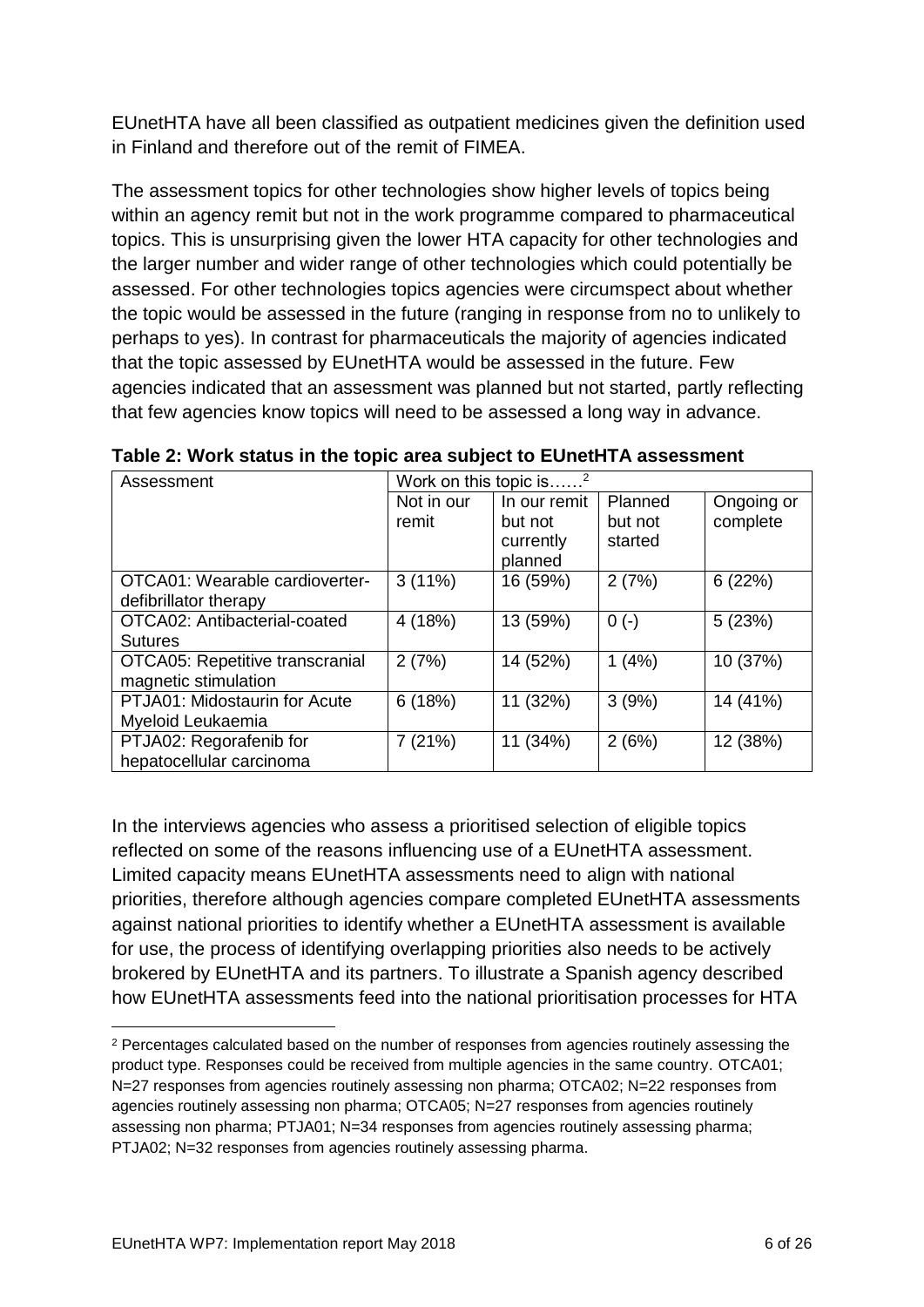EUnetHTA have all been classified as outpatient medicines given the definition used in Finland and therefore out of the remit of FIMEA.

The assessment topics for other technologies show higher levels of topics being within an agency remit but not in the work programme compared to pharmaceutical topics. This is unsurprising given the lower HTA capacity for other technologies and the larger number and wider range of other technologies which could potentially be assessed. For other technologies topics agencies were circumspect about whether the topic would be assessed in the future (ranging in response from no to unlikely to perhaps to yes). In contrast for pharmaceuticals the majority of agencies indicated that the topic assessed by EUnetHTA would be assessed in the future. Few agencies indicated that an assessment was planned but not started, partly reflecting that few agencies know topics will need to be assessed a long way in advance.

**Table 2: Work status in the topic area subject to EUnetHTA assessment**

| Assessment | Work on this topic is……[2] | | | |
|---|---|---|---|---|
| | Not in our remit | In our remit but not currently planned | Planned but not started | Ongoing or complete |
| OTCA01: Wearable cardioverter-defibrillator therapy | 3 (11%) | 16 (59%) | 2 (7%) | 6 (22%) |
| OTCA02: Antibacterial-coated Sutures | 4 (18%) | 13 (59%) | 0 (-) | 5 (23%) |
| OTCA05: Repetitive transcranial magnetic stimulation | 2 (7%) | 14 (52%) | 1 (4%) | 10 (37%) |
| PTJA01: Midostaurin for Acute Myeloid Leukaemia | 6 (18%) | 11 (32%) | 3 (9%) | 14 (41%) |
| PTJA02: Regorafenib for hepatocellular carcinoma | 7 (21%) | 11 (34%) | 2 (6%) | 12 (38%) |

In the interviews agencies who assess a prioritised selection of eligible topics reflected on some of the reasons influencing use of a EUnetHTA assessment. Limited capacity means EUnetHTA assessments need to align with national priorities, therefore although agencies compare completed EUnetHTA assessments against national priorities to identify whether a EUnetHTA assessment is available for use, the process of identifying overlapping priorities also needs to be actively brokered by EUnetHTA and its partners. To illustrate a Spanish agency described how EUnetHTA assessments feed into the national prioritisation processes for HTA

[2] Percentages calculated based on the number of responses from agencies routinely assessing the product type. Responses could be received from multiple agencies in the same country. OTCA01; N=27 responses from agencies routinely assessing non pharma; OTCA02; N=22 responses from agencies routinely assessing non pharma; OTCA05; N=27 responses from agencies routinely assessing non pharma; PTJA01; N=34 responses from agencies routinely assessing pharma; PTJA02; N=32 responses from agencies routinely assessing pharma.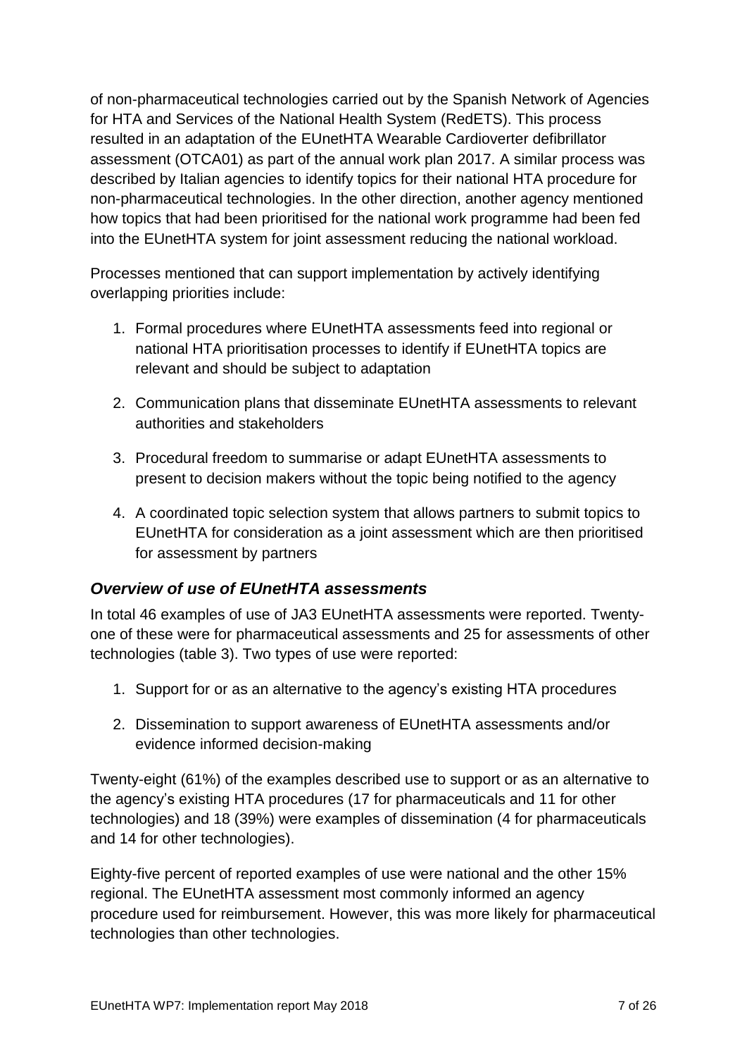of non-pharmaceutical technologies carried out by the Spanish Network of Agencies for HTA and Services of the National Health System (RedETS). This process resulted in an adaptation of the EUnetHTA Wearable Cardioverter defibrillator assessment (OTCA01) as part of the annual work plan 2017. A similar process was described by Italian agencies to identify topics for their national HTA procedure for non-pharmaceutical technologies. In the other direction, another agency mentioned how topics that had been prioritised for the national work programme had been fed into the EUnetHTA system for joint assessment reducing the national workload.

Processes mentioned that can support implementation by actively identifying overlapping priorities include:

1. Formal procedures where EUnetHTA assessments feed into regional or national HTA prioritisation processes to identify if EUnetHTA topics are relevant and should be subject to adaptation
2. Communication plans that disseminate EUnetHTA assessments to relevant authorities and stakeholders
3. Procedural freedom to summarise or adapt EUnetHTA assessments to present to decision makers without the topic being notified to the agency
4. A coordinated topic selection system that allows partners to submit topics to EUnetHTA for consideration as a joint assessment which are then prioritised for assessment by partners

### *Overview of use of EUnetHTA assessments*

In total 46 examples of use of JA3 EUnetHTA assessments were reported. Twenty-one of these were for pharmaceutical assessments and 25 for assessments of other technologies (table 3). Two types of use were reported:

1. Support for or as an alternative to the agency's existing HTA procedures
2. Dissemination to support awareness of EUnetHTA assessments and/or evidence informed decision-making

Twenty-eight (61%) of the examples described use to support or as an alternative to the agency's existing HTA procedures (17 for pharmaceuticals and 11 for other technologies) and 18 (39%) were examples of dissemination (4 for pharmaceuticals and 14 for other technologies).

Eighty-five percent of reported examples of use were national and the other 15% regional. The EUnetHTA assessment most commonly informed an agency procedure used for reimbursement. However, this was more likely for pharmaceutical technologies than other technologies.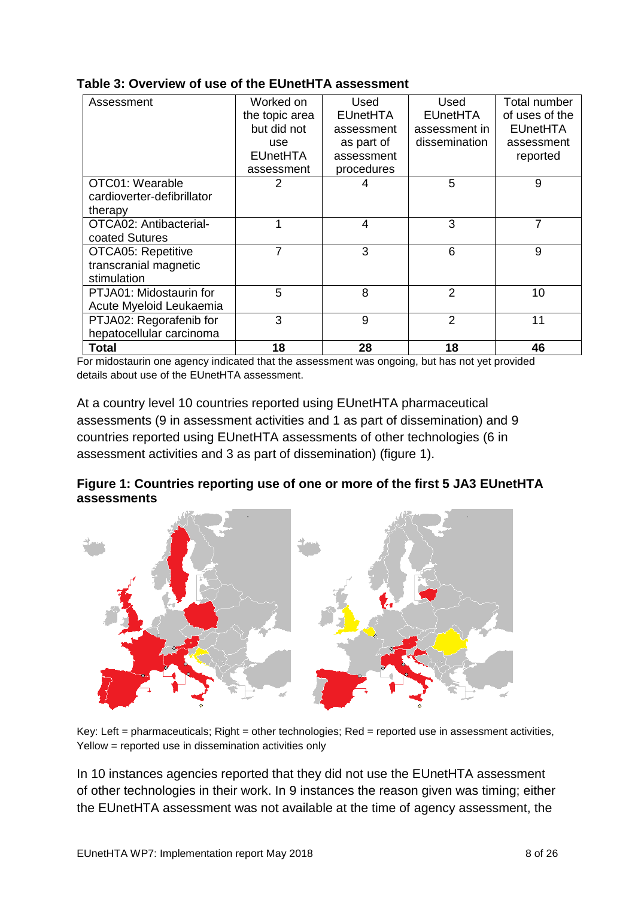**Table 3: Overview of use of the EUnetHTA assessment**

| Assessment | Worked on the topic area but did not use EUnetHTA assessment | Used EUnetHTA assessment as part of assessment procedures | Used EUnetHTA assessment in dissemination | Total number of uses of the EUnetHTA assessment reported |
|---|---|---|---|---|
| OTC01: Wearable cardioverter-defibrillator therapy | 2 | 4 | 5 | 9 |
| OTCA02: Antibacterial-coated Sutures | 1 | 4 | 3 | 7 |
| OTCA05: Repetitive transcranial magnetic stimulation | 7 | 3 | 6 | 9 |
| PTJA01: Midostaurin for Acute Myeloid Leukaemia | 5 | 8 | 2 | 10 |
| PTJA02: Regorafenib for hepatocellular carcinoma | 3 | 9 | 2 | 11 |
| **Total** | **18** | **28** | **18** | **46** |

For midostaurin one agency indicated that the assessment was ongoing, but has not yet provided details about use of the EUnetHTA assessment.

At a country level 10 countries reported using EUnetHTA pharmaceutical assessments (9 in assessment activities and 1 as part of dissemination) and 9 countries reported using EUnetHTA assessments of other technologies (6 in assessment activities and 3 as part of dissemination) (figure 1).

**Figure 1: Countries reporting use of one or more of the first 5 JA3 EUnetHTA assessments**

Key: Left = pharmaceuticals; Right = other technologies; Red = reported use in assessment activities, Yellow = reported use in dissemination activities only

In 10 instances agencies reported that they did not use the EUnetHTA assessment of other technologies in their work. In 9 instances the reason given was timing; either the EUnetHTA assessment was not available at the time of agency assessment, the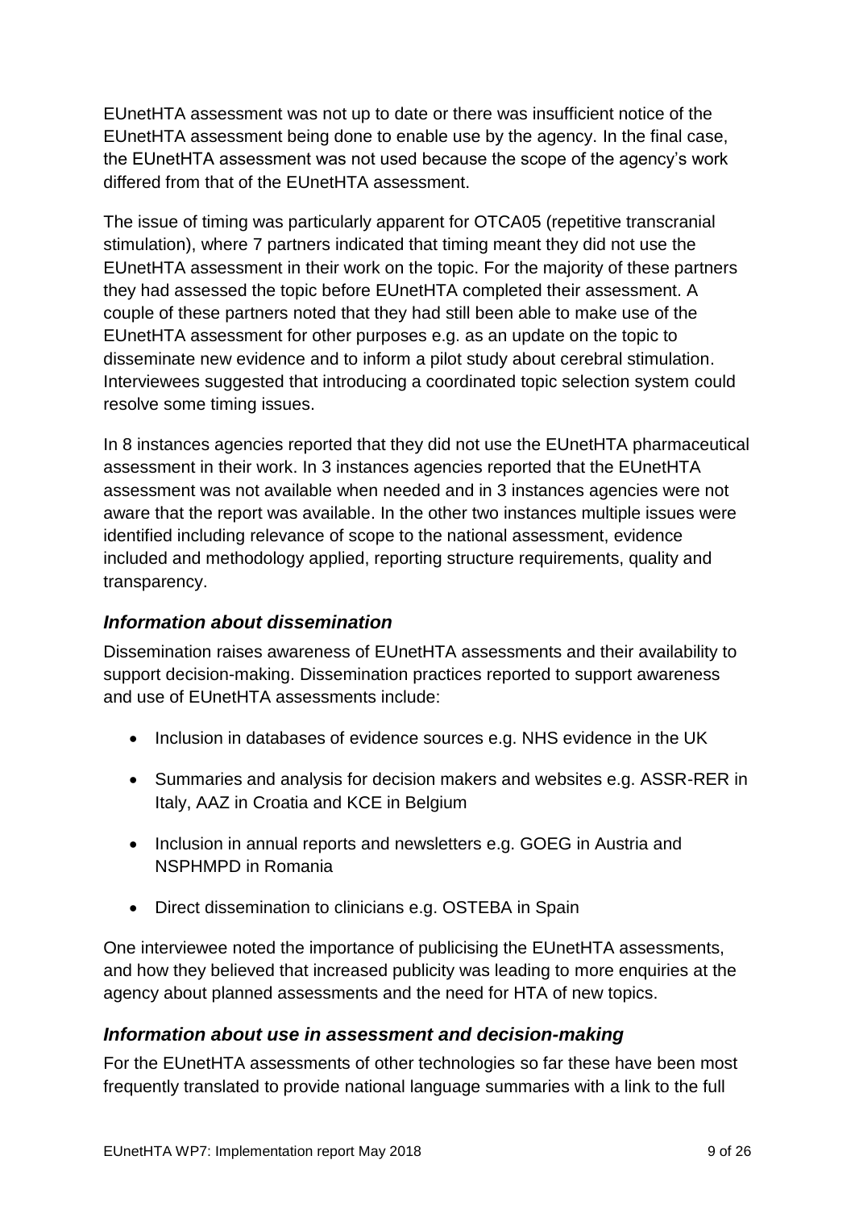EUnetHTA assessment was not up to date or there was insufficient notice of the EUnetHTA assessment being done to enable use by the agency. In the final case, the EUnetHTA assessment was not used because the scope of the agency's work differed from that of the EUnetHTA assessment.

The issue of timing was particularly apparent for OTCA05 (repetitive transcranial stimulation), where 7 partners indicated that timing meant they did not use the EUnetHTA assessment in their work on the topic. For the majority of these partners they had assessed the topic before EUnetHTA completed their assessment. A couple of these partners noted that they had still been able to make use of the EUnetHTA assessment for other purposes e.g. as an update on the topic to disseminate new evidence and to inform a pilot study about cerebral stimulation. Interviewees suggested that introducing a coordinated topic selection system could resolve some timing issues.

In 8 instances agencies reported that they did not use the EUnetHTA pharmaceutical assessment in their work. In 3 instances agencies reported that the EUnetHTA assessment was not available when needed and in 3 instances agencies were not aware that the report was available. In the other two instances multiple issues were identified including relevance of scope to the national assessment, evidence included and methodology applied, reporting structure requirements, quality and transparency.

### *Information about dissemination*

Dissemination raises awareness of EUnetHTA assessments and their availability to support decision-making. Dissemination practices reported to support awareness and use of EUnetHTA assessments include:

- Inclusion in databases of evidence sources e.g. NHS evidence in the UK
- Summaries and analysis for decision makers and websites e.g. ASSR-RER in Italy, AAZ in Croatia and KCE in Belgium
- Inclusion in annual reports and newsletters e.g. GOEG in Austria and NSPHMPD in Romania
- Direct dissemination to clinicians e.g. OSTEBA in Spain

One interviewee noted the importance of publicising the EUnetHTA assessments, and how they believed that increased publicity was leading to more enquiries at the agency about planned assessments and the need for HTA of new topics.

### *Information about use in assessment and decision-making*

For the EUnetHTA assessments of other technologies so far these have been most frequently translated to provide national language summaries with a link to the full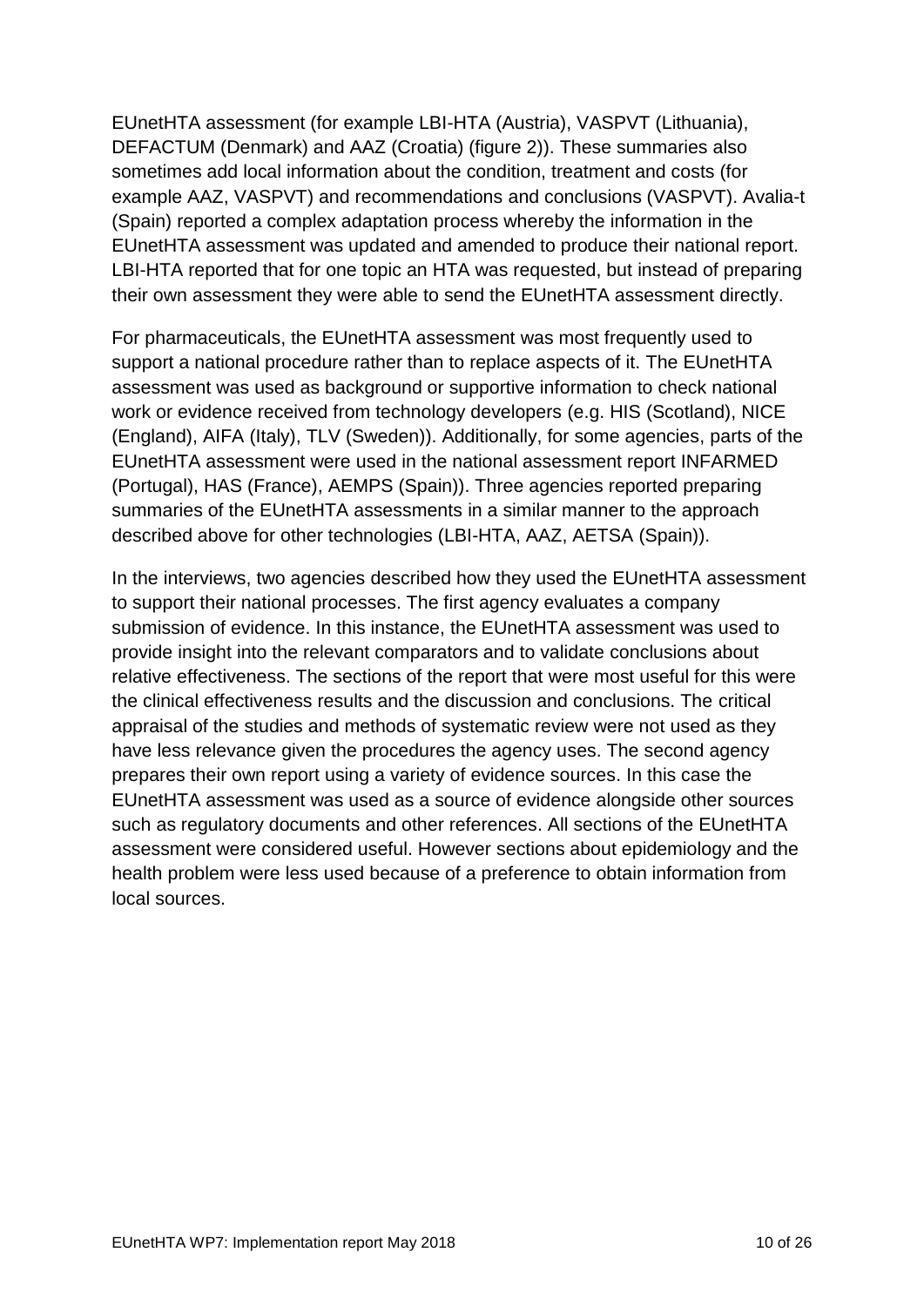EUnetHTA assessment (for example LBI-HTA (Austria), VASPVT (Lithuania), DEFACTUM (Denmark) and AAZ (Croatia) (figure 2)). These summaries also sometimes add local information about the condition, treatment and costs (for example AAZ, VASPVT) and recommendations and conclusions (VASPVT). Avalia-t (Spain) reported a complex adaptation process whereby the information in the EUnetHTA assessment was updated and amended to produce their national report. LBI-HTA reported that for one topic an HTA was requested, but instead of preparing their own assessment they were able to send the EUnetHTA assessment directly.

For pharmaceuticals, the EUnetHTA assessment was most frequently used to support a national procedure rather than to replace aspects of it. The EUnetHTA assessment was used as background or supportive information to check national work or evidence received from technology developers (e.g. HIS (Scotland), NICE (England), AIFA (Italy), TLV (Sweden)). Additionally, for some agencies, parts of the EUnetHTA assessment were used in the national assessment report INFARMED (Portugal), HAS (France), AEMPS (Spain)). Three agencies reported preparing summaries of the EUnetHTA assessments in a similar manner to the approach described above for other technologies (LBI-HTA, AAZ, AETSA (Spain)).

In the interviews, two agencies described how they used the EUnetHTA assessment to support their national processes. The first agency evaluates a company submission of evidence. In this instance, the EUnetHTA assessment was used to provide insight into the relevant comparators and to validate conclusions about relative effectiveness. The sections of the report that were most useful for this were the clinical effectiveness results and the discussion and conclusions. The critical appraisal of the studies and methods of systematic review were not used as they have less relevance given the procedures the agency uses. The second agency prepares their own report using a variety of evidence sources. In this case the EUnetHTA assessment was used as a source of evidence alongside other sources such as regulatory documents and other references. All sections of the EUnetHTA assessment were considered useful. However sections about epidemiology and the health problem were less used because of a preference to obtain information from local sources.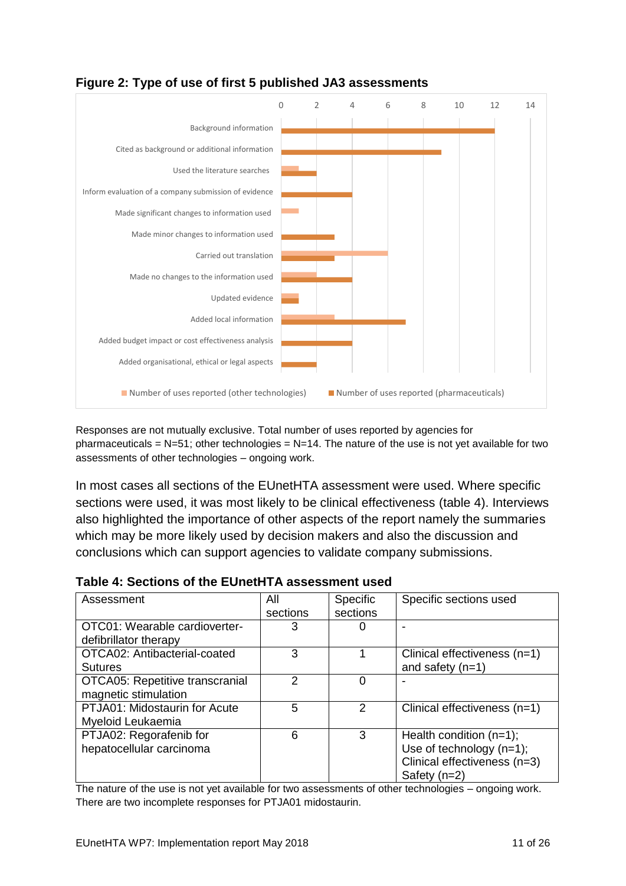**Figure 2: Type of use of first 5 published JA3 assessments**

Responses are not mutually exclusive. Total number of uses reported by agencies for pharmaceuticals = N=51; other technologies = N=14. The nature of the use is not yet available for two assessments of other technologies – ongoing work.

In most cases all sections of the EUnetHTA assessment were used. Where specific sections were used, it was most likely to be clinical effectiveness (table 4). Interviews also highlighted the importance of other aspects of the report namely the summaries which may be more likely used by decision makers and also the discussion and conclusions which can support agencies to validate company submissions.

**Table 4: Sections of the EUnetHTA assessment used**

| Assessment | All sections | Specific sections | Specific sections used |
|---|---|---|---|
| OTC01: Wearable cardioverter-defibrillator therapy | 3 | 0 | - |
| OTCA02: Antibacterial-coated Sutures | 3 | 1 | Clinical effectiveness (n=1) and safety (n=1) |
| OTCA05: Repetitive transcranial magnetic stimulation | 2 | 0 | - |
| PTJA01: Midostaurin for Acute Myeloid Leukaemia | 5 | 2 | Clinical effectiveness (n=1) |
| PTJA02: Regorafenib for hepatocellular carcinoma | 6 | 3 | Health condition (n=1); Use of technology (n=1); Clinical effectiveness (n=3) Safety (n=2) |

The nature of the use is not yet available for two assessments of other technologies – ongoing work. There are two incomplete responses for PTJA01 midostaurin.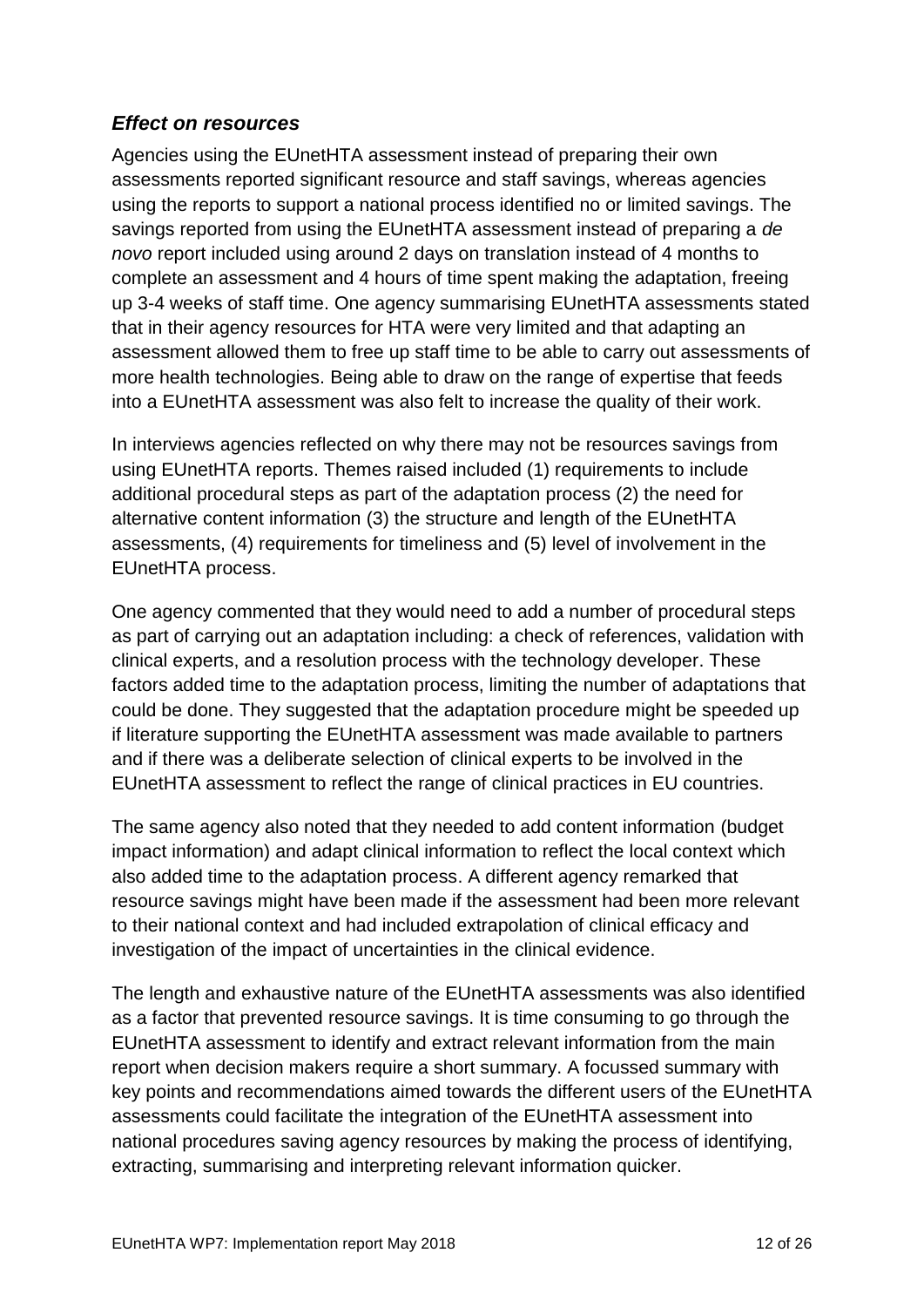### *Effect on resources*

Agencies using the EUnetHTA assessment instead of preparing their own assessments reported significant resource and staff savings, whereas agencies using the reports to support a national process identified no or limited savings. The savings reported from using the EUnetHTA assessment instead of preparing a *de novo* report included using around 2 days on translation instead of 4 months to complete an assessment and 4 hours of time spent making the adaptation, freeing up 3-4 weeks of staff time. One agency summarising EUnetHTA assessments stated that in their agency resources for HTA were very limited and that adapting an assessment allowed them to free up staff time to be able to carry out assessments of more health technologies. Being able to draw on the range of expertise that feeds into a EUnetHTA assessment was also felt to increase the quality of their work.

In interviews agencies reflected on why there may not be resources savings from using EUnetHTA reports. Themes raised included (1) requirements to include additional procedural steps as part of the adaptation process (2) the need for alternative content information (3) the structure and length of the EUnetHTA assessments, (4) requirements for timeliness and (5) level of involvement in the EUnetHTA process.

One agency commented that they would need to add a number of procedural steps as part of carrying out an adaptation including: a check of references, validation with clinical experts, and a resolution process with the technology developer. These factors added time to the adaptation process, limiting the number of adaptations that could be done. They suggested that the adaptation procedure might be speeded up if literature supporting the EUnetHTA assessment was made available to partners and if there was a deliberate selection of clinical experts to be involved in the EUnetHTA assessment to reflect the range of clinical practices in EU countries.

The same agency also noted that they needed to add content information (budget impact information) and adapt clinical information to reflect the local context which also added time to the adaptation process. A different agency remarked that resource savings might have been made if the assessment had been more relevant to their national context and had included extrapolation of clinical efficacy and investigation of the impact of uncertainties in the clinical evidence.

The length and exhaustive nature of the EUnetHTA assessments was also identified as a factor that prevented resource savings. It is time consuming to go through the EUnetHTA assessment to identify and extract relevant information from the main report when decision makers require a short summary. A focussed summary with key points and recommendations aimed towards the different users of the EUnetHTA assessments could facilitate the integration of the EUnetHTA assessment into national procedures saving agency resources by making the process of identifying, extracting, summarising and interpreting relevant information quicker.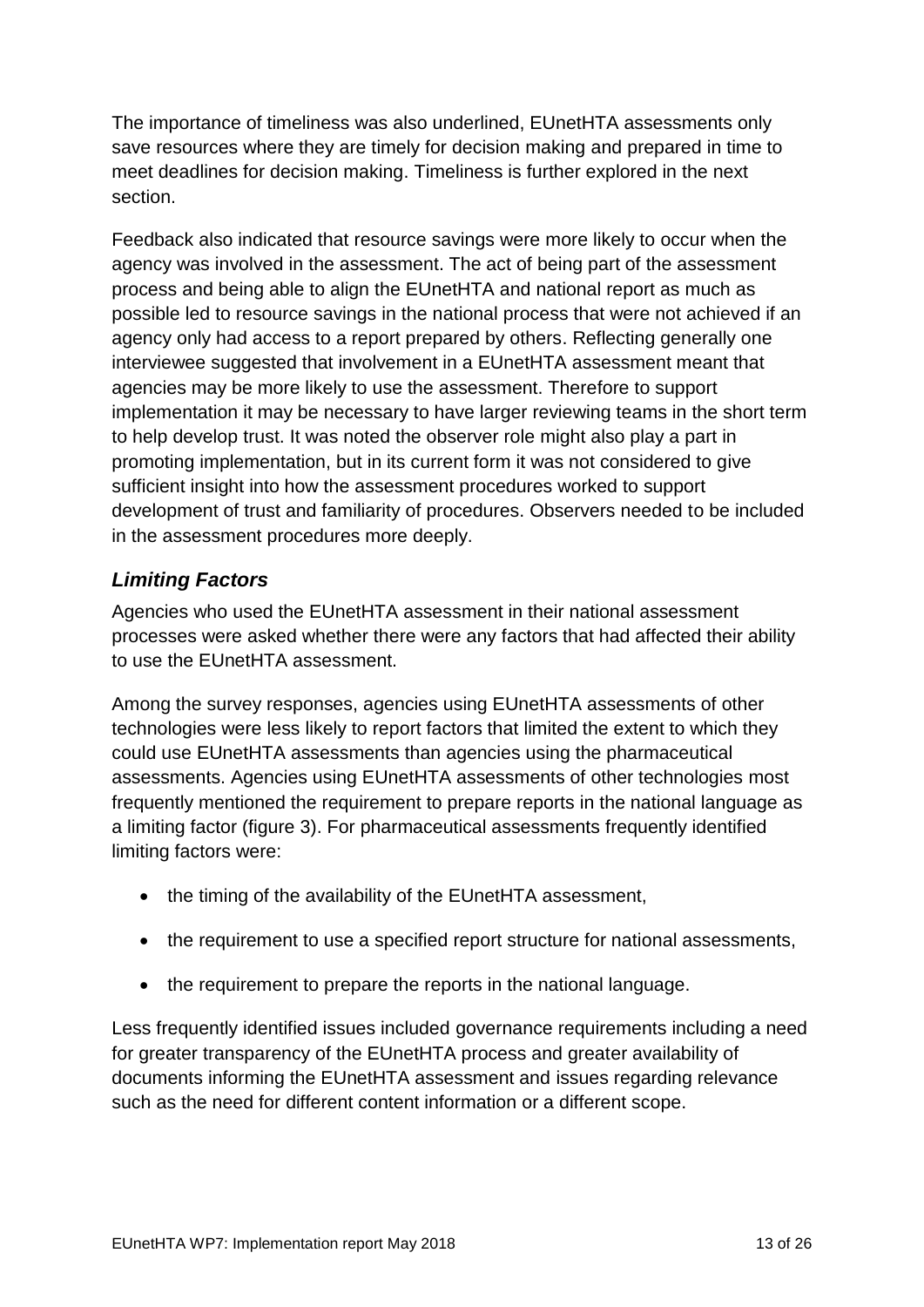The importance of timeliness was also underlined, EUnetHTA assessments only save resources where they are timely for decision making and prepared in time to meet deadlines for decision making. Timeliness is further explored in the next section.

Feedback also indicated that resource savings were more likely to occur when the agency was involved in the assessment. The act of being part of the assessment process and being able to align the EUnetHTA and national report as much as possible led to resource savings in the national process that were not achieved if an agency only had access to a report prepared by others. Reflecting generally one interviewee suggested that involvement in a EUnetHTA assessment meant that agencies may be more likely to use the assessment. Therefore to support implementation it may be necessary to have larger reviewing teams in the short term to help develop trust. It was noted the observer role might also play a part in promoting implementation, but in its current form it was not considered to give sufficient insight into how the assessment procedures worked to support development of trust and familiarity of procedures. Observers needed to be included in the assessment procedures more deeply.

### *Limiting Factors*

Agencies who used the EUnetHTA assessment in their national assessment processes were asked whether there were any factors that had affected their ability to use the EUnetHTA assessment.

Among the survey responses, agencies using EUnetHTA assessments of other technologies were less likely to report factors that limited the extent to which they could use EUnetHTA assessments than agencies using the pharmaceutical assessments. Agencies using EUnetHTA assessments of other technologies most frequently mentioned the requirement to prepare reports in the national language as a limiting factor (figure 3). For pharmaceutical assessments frequently identified limiting factors were:

- the timing of the availability of the EUnetHTA assessment,
- the requirement to use a specified report structure for national assessments,
- the requirement to prepare the reports in the national language.

Less frequently identified issues included governance requirements including a need for greater transparency of the EUnetHTA process and greater availability of documents informing the EUnetHTA assessment and issues regarding relevance such as the need for different content information or a different scope.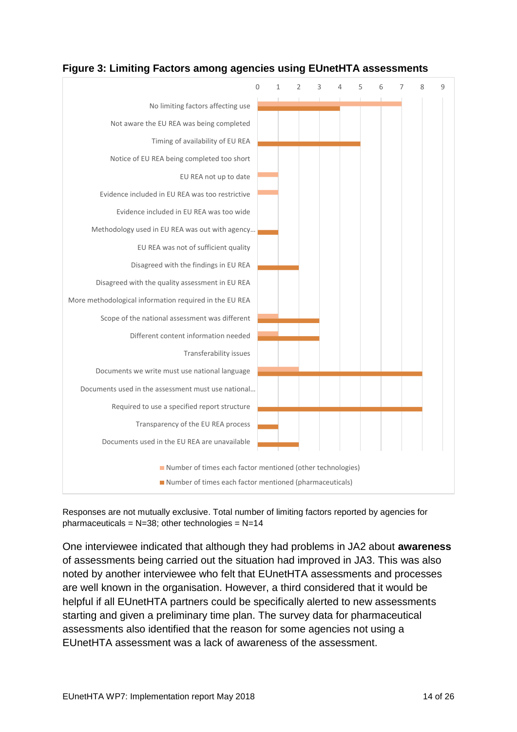**Figure 3: Limiting Factors among agencies using EUnetHTA assessments**

| Limiting factor | Number of times each factor mentioned (other technologies) | Number of times each factor mentioned (pharmaceuticals) |
|---|---|---|
| No limiting factors affecting use | 7 | 4 |
| Not aware the EU REA was being completed | | |
| Timing of availability of EU REA | | 5 |
| Notice of EU REA being completed too short | | |
| EU REA not up to date | 1 | |
| Evidence included in EU REA was too restrictive | 1 | |
| Evidence included in EU REA was too wide | | |
| Methodology used in EU REA was out with agency… | | 1 |
| EU REA was not of sufficient quality | | |
| Disagreed with the findings in EU REA | | 2 |
| Disagreed with the quality assessment in EU REA | | |
| More methodological information required in the EU REA | | |
| Scope of the national assessment was different | 1 | 3 |
| Different content information needed | 1 | 3 |
| Transferability issues | | |
| Documents we write must use national language | 2 | 8 |
| Documents used in the assessment must use national… | | |
| Required to use a specified report structure | | 8 |
| Transparency of the EU REA process | | 1 |
| Documents used in the EU REA are unavailable | | 2 |

Responses are not mutually exclusive. Total number of limiting factors reported by agencies for pharmaceuticals = N=38; other technologies = N=14

One interviewee indicated that although they had problems in JA2 about **awareness** of assessments being carried out the situation had improved in JA3. This was also noted by another interviewee who felt that EUnetHTA assessments and processes are well known in the organisation. However, a third considered that it would be helpful if all EUnetHTA partners could be specifically alerted to new assessments starting and given a preliminary time plan. The survey data for pharmaceutical assessments also identified that the reason for some agencies not using a EUnetHTA assessment was a lack of awareness of the assessment.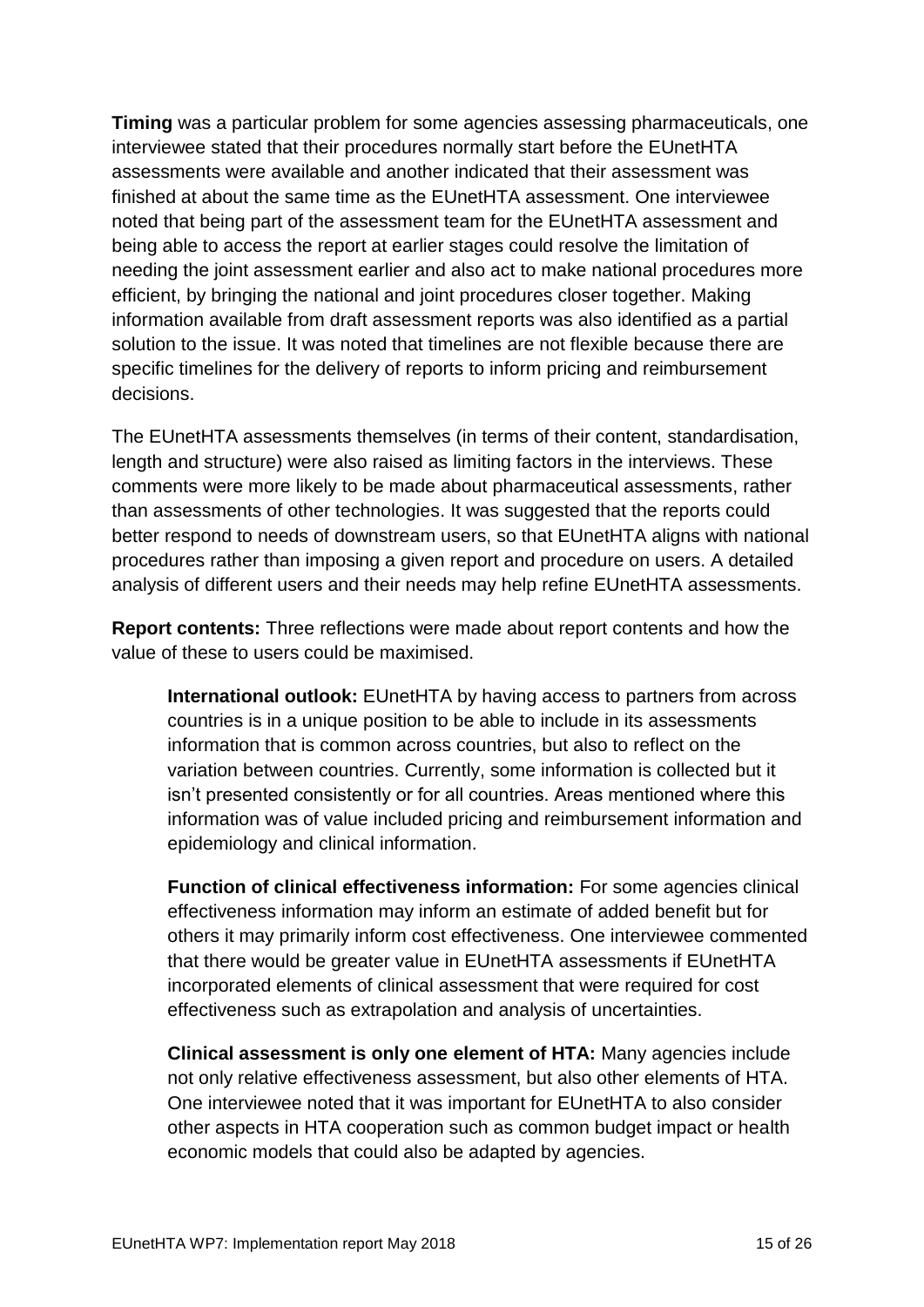**Timing** was a particular problem for some agencies assessing pharmaceuticals, one interviewee stated that their procedures normally start before the EUnetHTA assessments were available and another indicated that their assessment was finished at about the same time as the EUnetHTA assessment. One interviewee noted that being part of the assessment team for the EUnetHTA assessment and being able to access the report at earlier stages could resolve the limitation of needing the joint assessment earlier and also act to make national procedures more efficient, by bringing the national and joint procedures closer together. Making information available from draft assessment reports was also identified as a partial solution to the issue. It was noted that timelines are not flexible because there are specific timelines for the delivery of reports to inform pricing and reimbursement decisions.

The EUnetHTA assessments themselves (in terms of their content, standardisation, length and structure) were also raised as limiting factors in the interviews. These comments were more likely to be made about pharmaceutical assessments, rather than assessments of other technologies. It was suggested that the reports could better respond to needs of downstream users, so that EUnetHTA aligns with national procedures rather than imposing a given report and procedure on users. A detailed analysis of different users and their needs may help refine EUnetHTA assessments.

**Report contents:** Three reflections were made about report contents and how the value of these to users could be maximised.

> **International outlook:** EUnetHTA by having access to partners from across countries is in a unique position to be able to include in its assessments information that is common across countries, but also to reflect on the variation between countries. Currently, some information is collected but it isn't presented consistently or for all countries. Areas mentioned where this information was of value included pricing and reimbursement information and epidemiology and clinical information.
>
> **Function of clinical effectiveness information:** For some agencies clinical effectiveness information may inform an estimate of added benefit but for others it may primarily inform cost effectiveness. One interviewee commented that there would be greater value in EUnetHTA assessments if EUnetHTA incorporated elements of clinical assessment that were required for cost effectiveness such as extrapolation and analysis of uncertainties.
>
> **Clinical assessment is only one element of HTA:** Many agencies include not only relative effectiveness assessment, but also other elements of HTA. One interviewee noted that it was important for EUnetHTA to also consider other aspects in HTA cooperation such as common budget impact or health economic models that could also be adapted by agencies.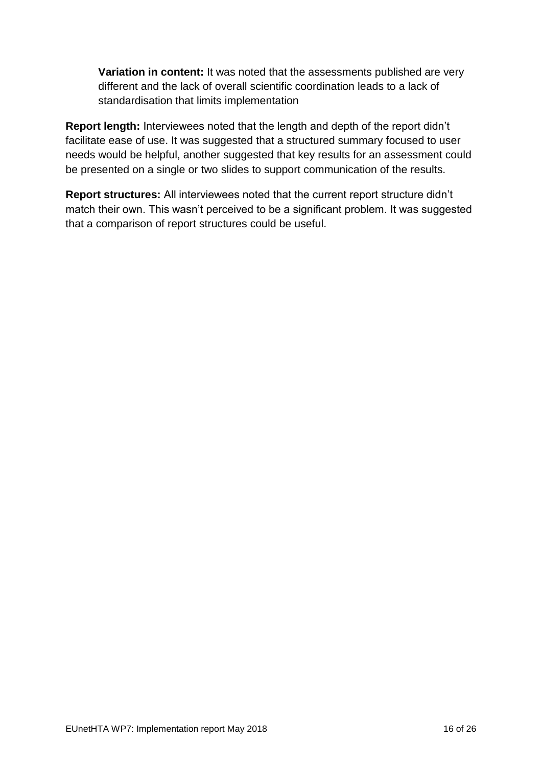**Variation in content:** It was noted that the assessments published are very different and the lack of overall scientific coordination leads to a lack of standardisation that limits implementation

**Report length:** Interviewees noted that the length and depth of the report didn't facilitate ease of use. It was suggested that a structured summary focused to user needs would be helpful, another suggested that key results for an assessment could be presented on a single or two slides to support communication of the results.

**Report structures:** All interviewees noted that the current report structure didn't match their own. This wasn't perceived to be a significant problem. It was suggested that a comparison of report structures could be useful.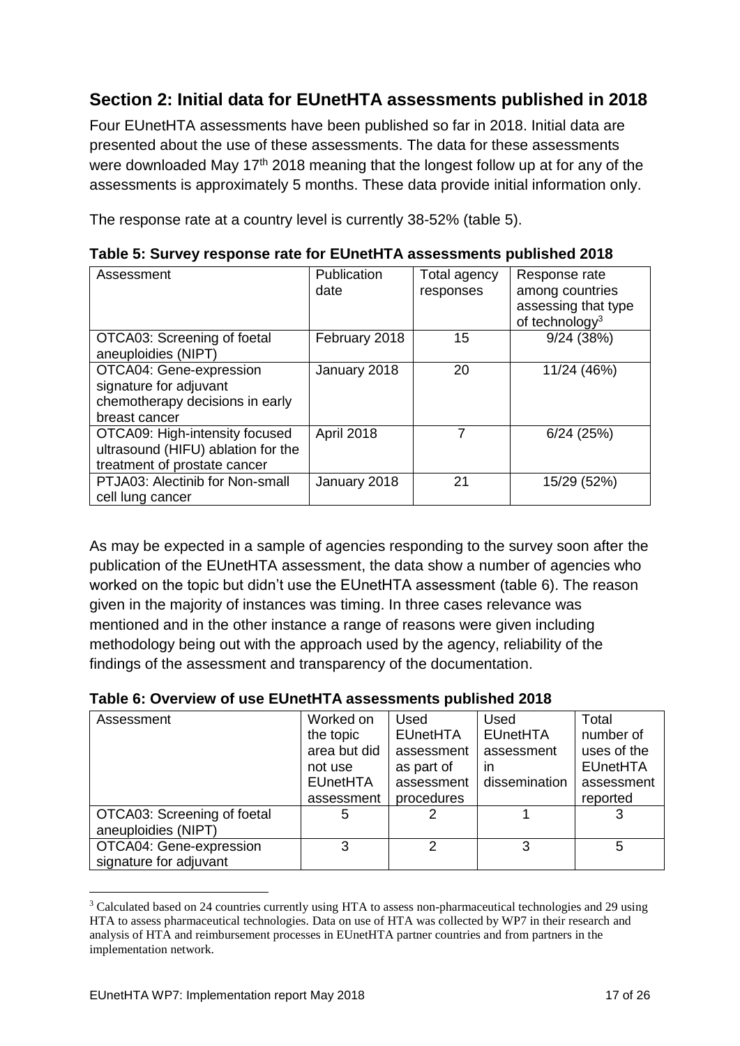## Section 2: Initial data for EUnetHTA assessments published in 2018

Four EUnetHTA assessments have been published so far in 2018. Initial data are presented about the use of these assessments. The data for these assessments were downloaded May 17th 2018 meaning that the longest follow up at for any of the assessments is approximately 5 months. These data provide initial information only.

The response rate at a country level is currently 38-52% (table 5).

**Table 5: Survey response rate for EUnetHTA assessments published 2018**

| Assessment | Publication date | Total agency responses | Response rate among countries assessing that type of technology[3] |
|---|---|---|---|
| OTCA03: Screening of foetal aneuploidies (NIPT) | February 2018 | 15 | 9/24 (38%) |
| OTCA04: Gene-expression signature for adjuvant chemotherapy decisions in early breast cancer | January 2018 | 20 | 11/24 (46%) |
| OTCA09: High-intensity focused ultrasound (HIFU) ablation for the treatment of prostate cancer | April 2018 | 7 | 6/24 (25%) |
| PTJA03: Alectinib for Non-small cell lung cancer | January 2018 | 21 | 15/29 (52%) |

As may be expected in a sample of agencies responding to the survey soon after the publication of the EUnetHTA assessment, the data show a number of agencies who worked on the topic but didn't use the EUnetHTA assessment (table 6). The reason given in the majority of instances was timing. In three cases relevance was mentioned and in the other instance a range of reasons were given including methodology being out with the approach used by the agency, reliability of the findings of the assessment and transparency of the documentation.

**Table 6: Overview of use EUnetHTA assessments published 2018**

| Assessment | Worked on the topic area but did not use EUnetHTA assessment | Used EUnetHTA assessment as part of assessment procedures | Used EUnetHTA assessment in dissemination | Total number of uses of the EUnetHTA assessment reported |
|---|---|---|---|---|
| OTCA03: Screening of foetal aneuploidies (NIPT) | 5 | 2 | 1 | 3 |
| OTCA04: Gene-expression signature for adjuvant | 3 | 2 | 3 | 5 |

[3] Calculated based on 24 countries currently using HTA to assess non-pharmaceutical technologies and 29 using HTA to assess pharmaceutical technologies. Data on use of HTA was collected by WP7 in their research and analysis of HTA and reimbursement processes in EUnetHTA partner countries and from partners in the implementation network.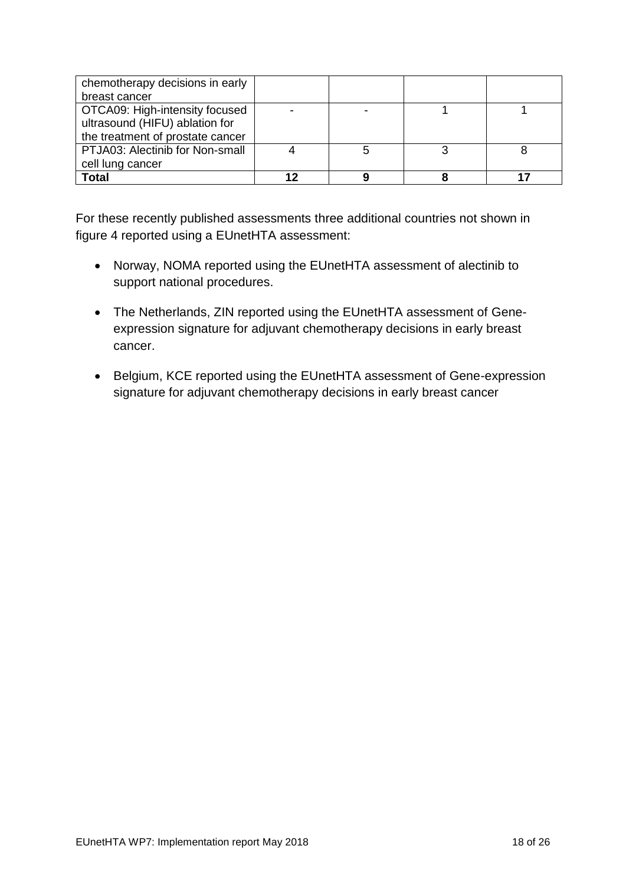| | | | | |
|---|---|---|---|---|
| chemotherapy decisions in early breast cancer | | | | |
| OTCA09: High-intensity focused ultrasound (HIFU) ablation for the treatment of prostate cancer | - | - | 1 | 1 |
| PTJA03: Alectinib for Non-small cell lung cancer | 4 | 5 | 3 | 8 |
| **Total** | **12** | **9** | **8** | **17** |

For these recently published assessments three additional countries not shown in figure 4 reported using a EUnetHTA assessment:

- Norway, NOMA reported using the EUnetHTA assessment of alectinib to support national procedures.
- The Netherlands, ZIN reported using the EUnetHTA assessment of Gene-expression signature for adjuvant chemotherapy decisions in early breast cancer.
- Belgium, KCE reported using the EUnetHTA assessment of Gene-expression signature for adjuvant chemotherapy decisions in early breast cancer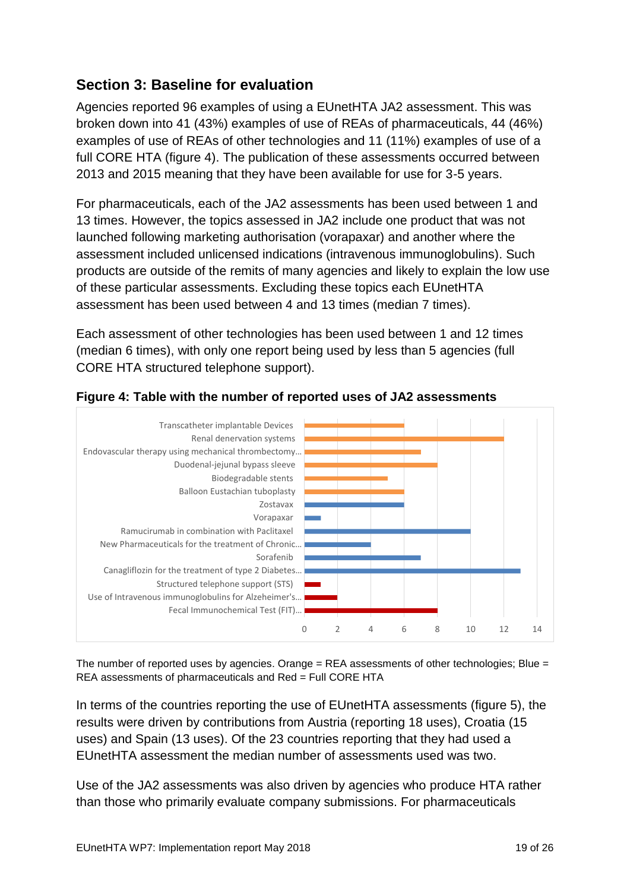## Section 3: Baseline for evaluation

Agencies reported 96 examples of using a EUnetHTA JA2 assessment. This was broken down into 41 (43%) examples of use of REAs of pharmaceuticals, 44 (46%) examples of use of REAs of other technologies and 11 (11%) examples of use of a full CORE HTA (figure 4). The publication of these assessments occurred between 2013 and 2015 meaning that they have been available for use for 3-5 years.

For pharmaceuticals, each of the JA2 assessments has been used between 1 and 13 times. However, the topics assessed in JA2 include one product that was not launched following marketing authorisation (vorapaxar) and another where the assessment included unlicensed indications (intravenous immunoglobulins). Such products are outside of the remits of many agencies and likely to explain the low use of these particular assessments. Excluding these topics each EUnetHTA assessment has been used between 4 and 13 times (median 7 times).

Each assessment of other technologies has been used between 1 and 12 times (median 6 times), with only one report being used by less than 5 agencies (full CORE HTA structured telephone support).

**Figure 4: Table with the number of reported uses of JA2 assessments**

| Assessment | Number of reported uses |
|---|---|
| Transcatheter implantable Devices | 6 |
| Renal denervation systems | 12 |
| Endovascular therapy using mechanical thrombectomy… | 7 |
| Duodenal-jejunal bypass sleeve | 8 |
| Biodegradable stents | 5 |
| Balloon Eustachian tuboplasty | 6 |
| Zostavax | 6 |
| Vorapaxar | 1 |
| Ramucirumab in combination with Paclitaxel | 10 |
| New Pharmaceuticals for the treatment of Chronic… | 4 |
| Sorafenib | 7 |
| Canagliflozin for the treatment of type 2 Diabetes… | 13 |
| Structured telephone support (STS) | 1 |
| Use of Intravenous immunoglobulins for Alzeheimer's… | 2 |
| Fecal Immunochemical Test (FIT)… | 8 |

The number of reported uses by agencies. Orange = REA assessments of other technologies; Blue = REA assessments of pharmaceuticals and Red = Full CORE HTA

In terms of the countries reporting the use of EUnetHTA assessments (figure 5), the results were driven by contributions from Austria (reporting 18 uses), Croatia (15 uses) and Spain (13 uses). Of the 23 countries reporting that they had used a EUnetHTA assessment the median number of assessments used was two.

Use of the JA2 assessments was also driven by agencies who produce HTA rather than those who primarily evaluate company submissions. For pharmaceuticals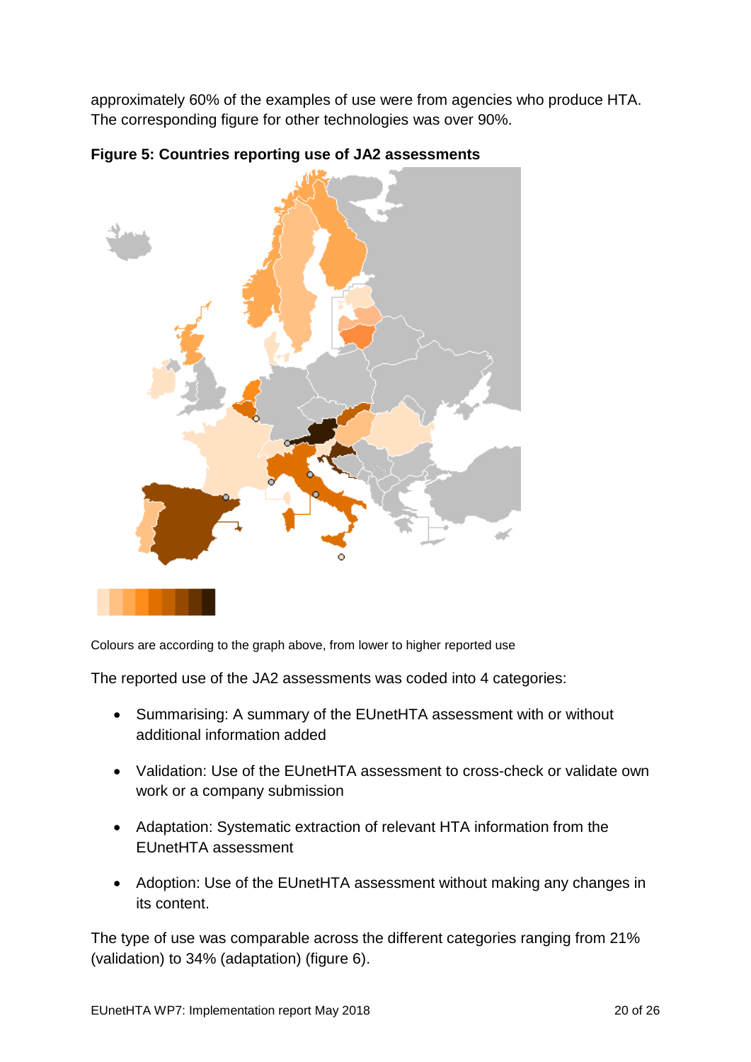approximately 60% of the examples of use were from agencies who produce HTA. The corresponding figure for other technologies was over 90%.

**Figure 5: Countries reporting use of JA2 assessments**

Colours are according to the graph above, from lower to higher reported use

The reported use of the JA2 assessments was coded into 4 categories:

- Summarising: A summary of the EUnetHTA assessment with or without additional information added
- Validation: Use of the EUnetHTA assessment to cross-check or validate own work or a company submission
- Adaptation: Systematic extraction of relevant HTA information from the EUnetHTA assessment
- Adoption: Use of the EUnetHTA assessment without making any changes in its content.

The type of use was comparable across the different categories ranging from 21% (validation) to 34% (adaptation) (figure 6).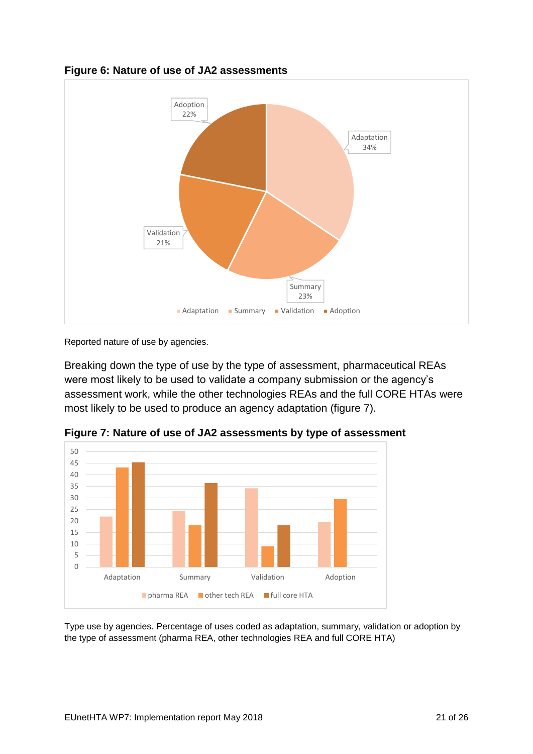**Figure 6: Nature of use of JA2 assessments**

Reported nature of use by agencies.

Breaking down the type of use by the type of assessment, pharmaceutical REAs were most likely to be used to validate a company submission or the agency's assessment work, while the other technologies REAs and the full CORE HTAs were most likely to be used to produce an agency adaptation (figure 7).

**Figure 7: Nature of use of JA2 assessments by type of assessment**

Type use by agencies. Percentage of uses coded as adaptation, summary, validation or adoption by the type of assessment (pharma REA, other technologies REA and full CORE HTA)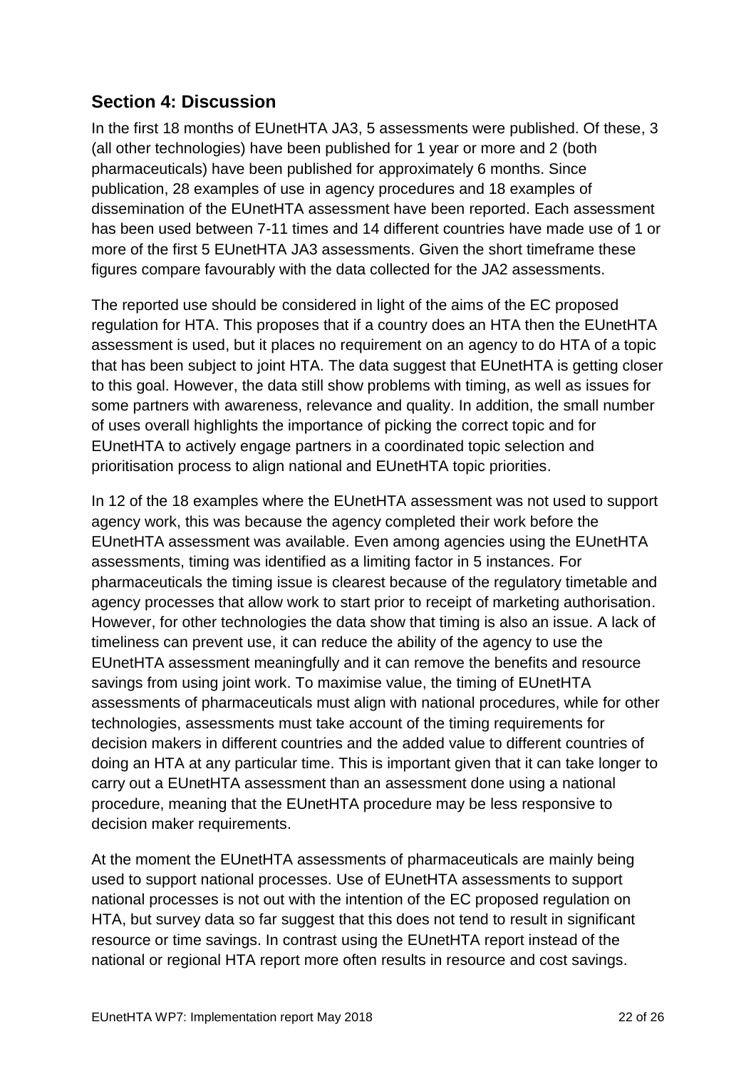## Section 4: Discussion

In the first 18 months of EUnetHTA JA3, 5 assessments were published. Of these, 3 (all other technologies) have been published for 1 year or more and 2 (both pharmaceuticals) have been published for approximately 6 months. Since publication, 28 examples of use in agency procedures and 18 examples of dissemination of the EUnetHTA assessment have been reported. Each assessment has been used between 7-11 times and 14 different countries have made use of 1 or more of the first 5 EUnetHTA JA3 assessments. Given the short timeframe these figures compare favourably with the data collected for the JA2 assessments.

The reported use should be considered in light of the aims of the EC proposed regulation for HTA. This proposes that if a country does an HTA then the EUnetHTA assessment is used, but it places no requirement on an agency to do HTA of a topic that has been subject to joint HTA. The data suggest that EUnetHTA is getting closer to this goal. However, the data still show problems with timing, as well as issues for some partners with awareness, relevance and quality. In addition, the small number of uses overall highlights the importance of picking the correct topic and for EUnetHTA to actively engage partners in a coordinated topic selection and prioritisation process to align national and EUnetHTA topic priorities.

In 12 of the 18 examples where the EUnetHTA assessment was not used to support agency work, this was because the agency completed their work before the EUnetHTA assessment was available. Even among agencies using the EUnetHTA assessments, timing was identified as a limiting factor in 5 instances. For pharmaceuticals the timing issue is clearest because of the regulatory timetable and agency processes that allow work to start prior to receipt of marketing authorisation. However, for other technologies the data show that timing is also an issue. A lack of timeliness can prevent use, it can reduce the ability of the agency to use the EUnetHTA assessment meaningfully and it can remove the benefits and resource savings from using joint work. To maximise value, the timing of EUnetHTA assessments of pharmaceuticals must align with national procedures, while for other technologies, assessments must take account of the timing requirements for decision makers in different countries and the added value to different countries of doing an HTA at any particular time. This is important given that it can take longer to carry out a EUnetHTA assessment than an assessment done using a national procedure, meaning that the EUnetHTA procedure may be less responsive to decision maker requirements.

At the moment the EUnetHTA assessments of pharmaceuticals are mainly being used to support national processes. Use of EUnetHTA assessments to support national processes is not out with the intention of the EC proposed regulation on HTA, but survey data so far suggest that this does not tend to result in significant resource or time savings. In contrast using the EUnetHTA report instead of the national or regional HTA report more often results in resource and cost savings.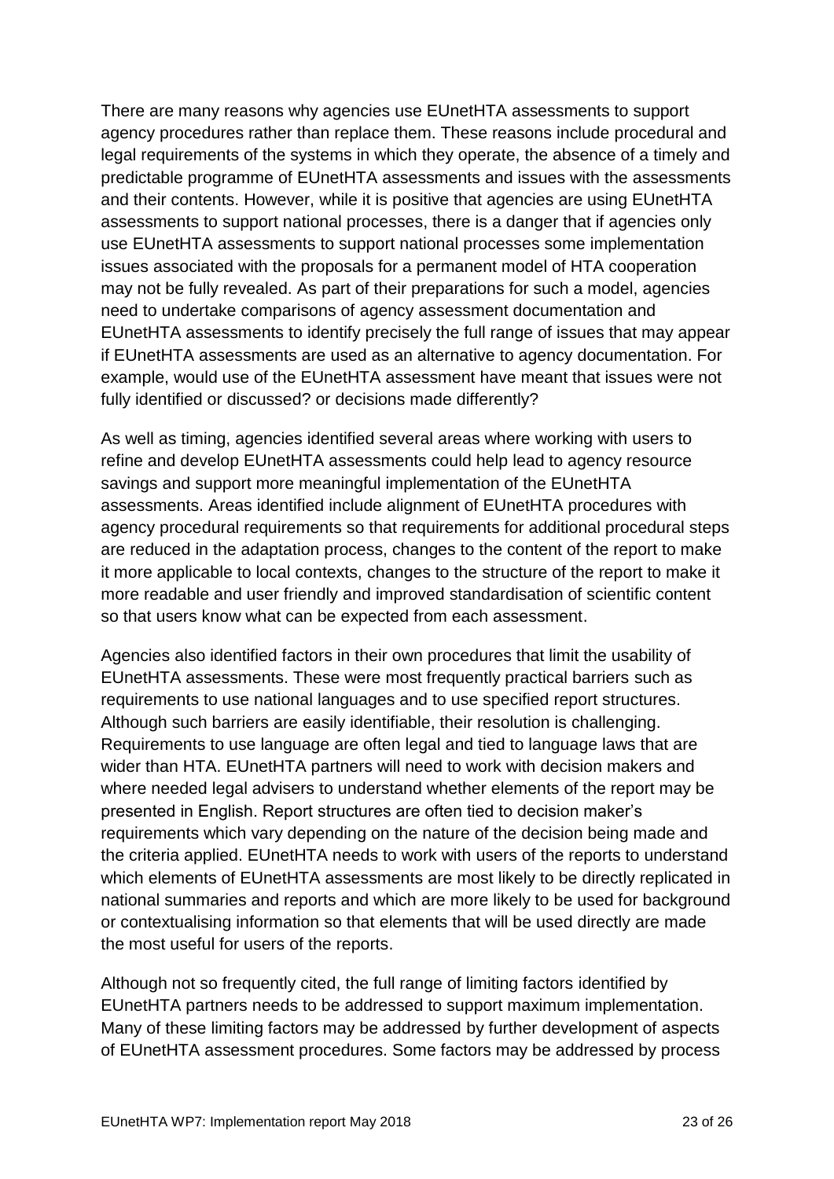There are many reasons why agencies use EUnetHTA assessments to support agency procedures rather than replace them. These reasons include procedural and legal requirements of the systems in which they operate, the absence of a timely and predictable programme of EUnetHTA assessments and issues with the assessments and their contents. However, while it is positive that agencies are using EUnetHTA assessments to support national processes, there is a danger that if agencies only use EUnetHTA assessments to support national processes some implementation issues associated with the proposals for a permanent model of HTA cooperation may not be fully revealed. As part of their preparations for such a model, agencies need to undertake comparisons of agency assessment documentation and EUnetHTA assessments to identify precisely the full range of issues that may appear if EUnetHTA assessments are used as an alternative to agency documentation. For example, would use of the EUnetHTA assessment have meant that issues were not fully identified or discussed? or decisions made differently?

As well as timing, agencies identified several areas where working with users to refine and develop EUnetHTA assessments could help lead to agency resource savings and support more meaningful implementation of the EUnetHTA assessments. Areas identified include alignment of EUnetHTA procedures with agency procedural requirements so that requirements for additional procedural steps are reduced in the adaptation process, changes to the content of the report to make it more applicable to local contexts, changes to the structure of the report to make it more readable and user friendly and improved standardisation of scientific content so that users know what can be expected from each assessment.

Agencies also identified factors in their own procedures that limit the usability of EUnetHTA assessments. These were most frequently practical barriers such as requirements to use national languages and to use specified report structures. Although such barriers are easily identifiable, their resolution is challenging. Requirements to use language are often legal and tied to language laws that are wider than HTA. EUnetHTA partners will need to work with decision makers and where needed legal advisers to understand whether elements of the report may be presented in English. Report structures are often tied to decision maker's requirements which vary depending on the nature of the decision being made and the criteria applied. EUnetHTA needs to work with users of the reports to understand which elements of EUnetHTA assessments are most likely to be directly replicated in national summaries and reports and which are more likely to be used for background or contextualising information so that elements that will be used directly are made the most useful for users of the reports.

Although not so frequently cited, the full range of limiting factors identified by EUnetHTA partners needs to be addressed to support maximum implementation. Many of these limiting factors may be addressed by further development of aspects of EUnetHTA assessment procedures. Some factors may be addressed by process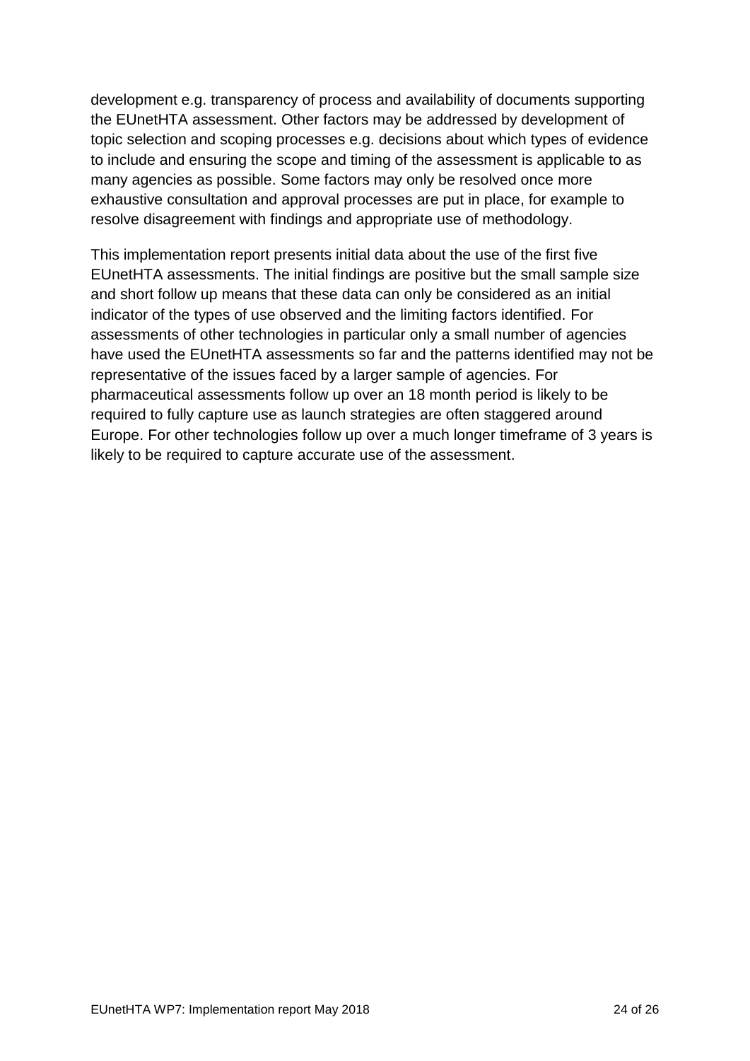development e.g. transparency of process and availability of documents supporting the EUnetHTA assessment. Other factors may be addressed by development of topic selection and scoping processes e.g. decisions about which types of evidence to include and ensuring the scope and timing of the assessment is applicable to as many agencies as possible. Some factors may only be resolved once more exhaustive consultation and approval processes are put in place, for example to resolve disagreement with findings and appropriate use of methodology.

This implementation report presents initial data about the use of the first five EUnetHTA assessments. The initial findings are positive but the small sample size and short follow up means that these data can only be considered as an initial indicator of the types of use observed and the limiting factors identified. For assessments of other technologies in particular only a small number of agencies have used the EUnetHTA assessments so far and the patterns identified may not be representative of the issues faced by a larger sample of agencies. For pharmaceutical assessments follow up over an 18 month period is likely to be required to fully capture use as launch strategies are often staggered around Europe. For other technologies follow up over a much longer timeframe of 3 years is likely to be required to capture accurate use of the assessment.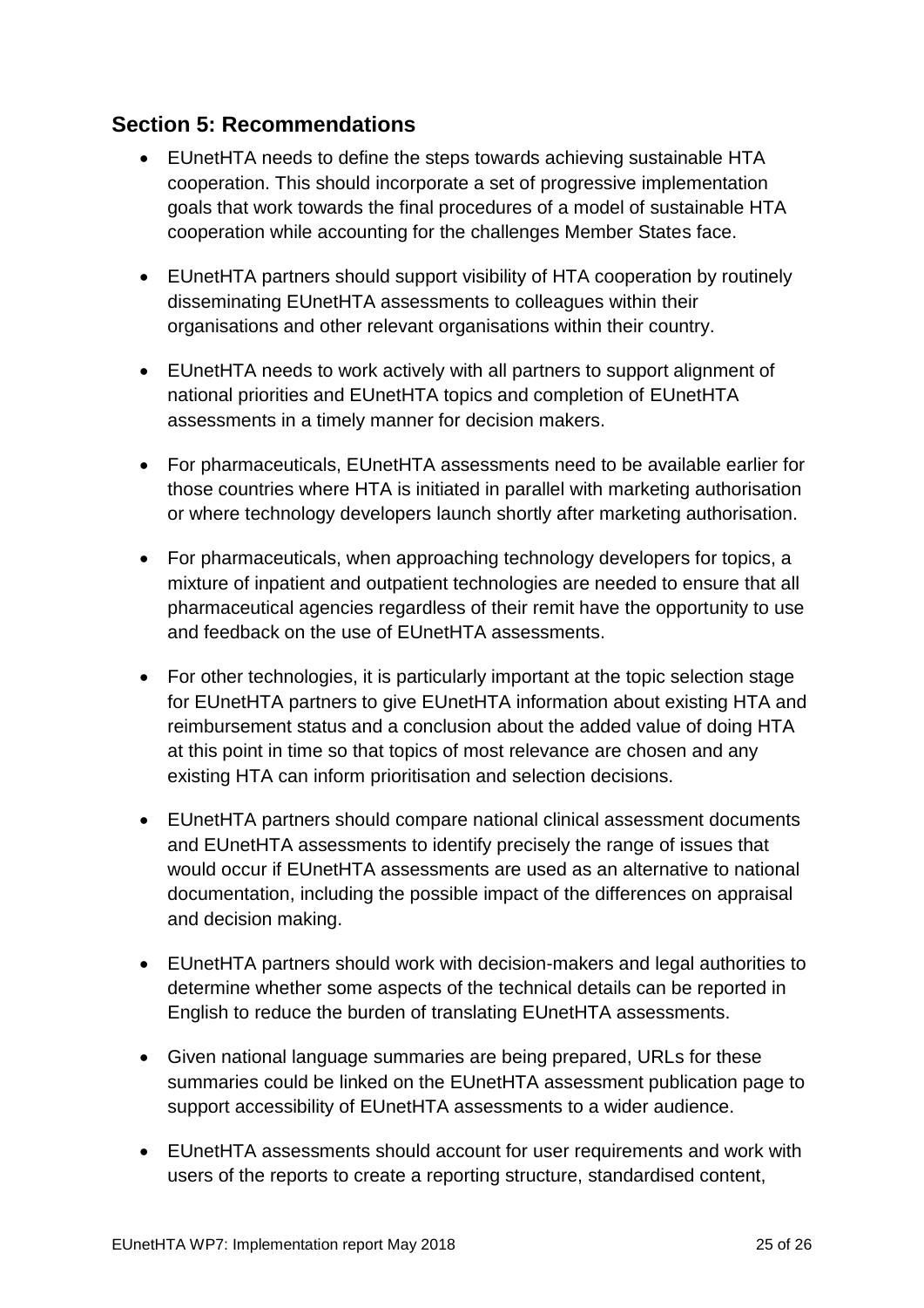## Section 5: Recommendations

- EUnetHTA needs to define the steps towards achieving sustainable HTA cooperation. This should incorporate a set of progressive implementation goals that work towards the final procedures of a model of sustainable HTA cooperation while accounting for the challenges Member States face.
- EUnetHTA partners should support visibility of HTA cooperation by routinely disseminating EUnetHTA assessments to colleagues within their organisations and other relevant organisations within their country.
- EUnetHTA needs to work actively with all partners to support alignment of national priorities and EUnetHTA topics and completion of EUnetHTA assessments in a timely manner for decision makers.
- For pharmaceuticals, EUnetHTA assessments need to be available earlier for those countries where HTA is initiated in parallel with marketing authorisation or where technology developers launch shortly after marketing authorisation.
- For pharmaceuticals, when approaching technology developers for topics, a mixture of inpatient and outpatient technologies are needed to ensure that all pharmaceutical agencies regardless of their remit have the opportunity to use and feedback on the use of EUnetHTA assessments.
- For other technologies, it is particularly important at the topic selection stage for EUnetHTA partners to give EUnetHTA information about existing HTA and reimbursement status and a conclusion about the added value of doing HTA at this point in time so that topics of most relevance are chosen and any existing HTA can inform prioritisation and selection decisions.
- EUnetHTA partners should compare national clinical assessment documents and EUnetHTA assessments to identify precisely the range of issues that would occur if EUnetHTA assessments are used as an alternative to national documentation, including the possible impact of the differences on appraisal and decision making.
- EUnetHTA partners should work with decision-makers and legal authorities to determine whether some aspects of the technical details can be reported in English to reduce the burden of translating EUnetHTA assessments.
- Given national language summaries are being prepared, URLs for these summaries could be linked on the EUnetHTA assessment publication page to support accessibility of EUnetHTA assessments to a wider audience.
- EUnetHTA assessments should account for user requirements and work with users of the reports to create a reporting structure, standardised content,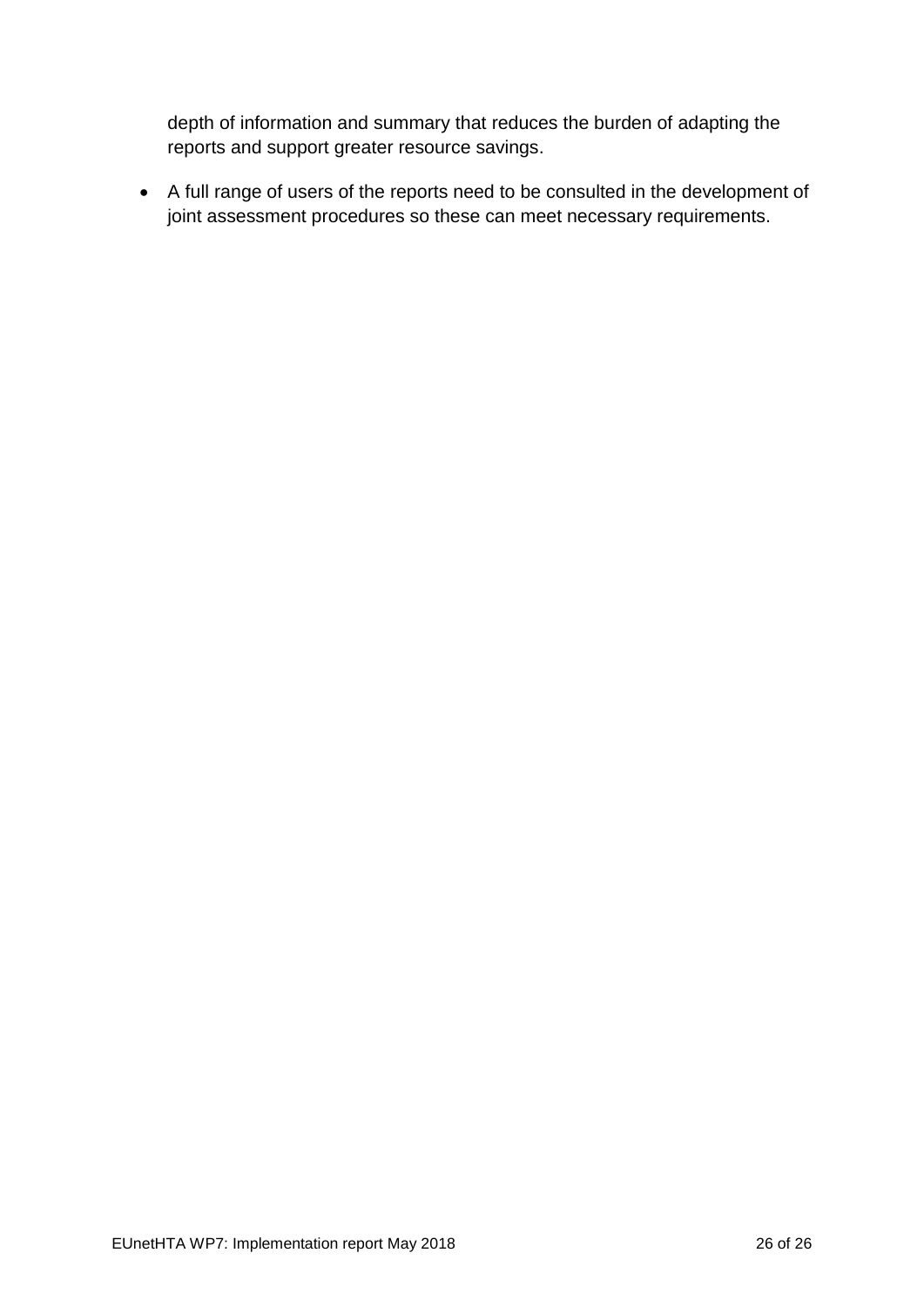depth of information and summary that reduces the burden of adapting the reports and support greater resource savings.

- A full range of users of the reports need to be consulted in the development of joint assessment procedures so these can meet necessary requirements.